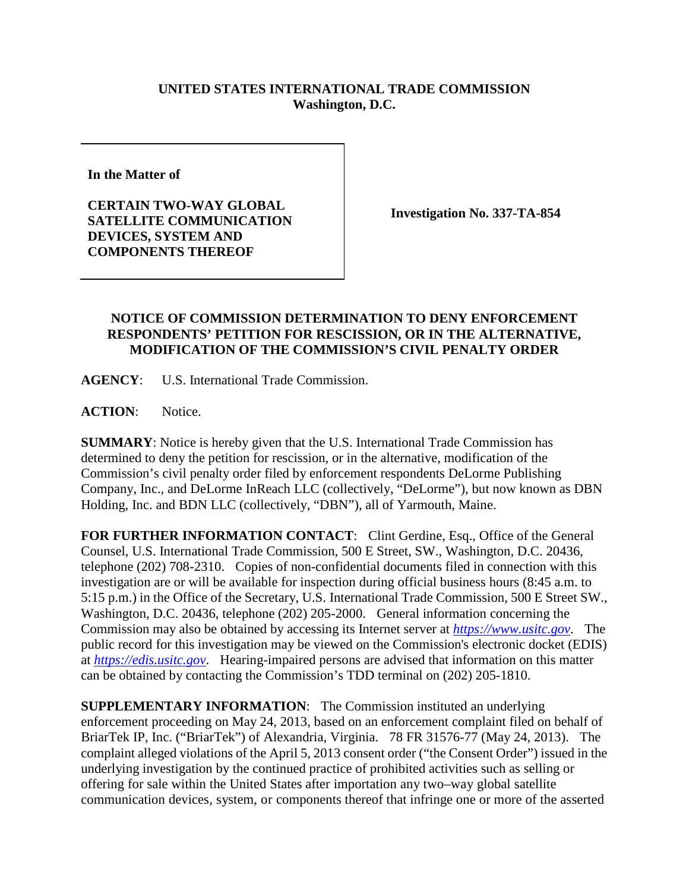**UNITED STATES INTERNATIONAL TRADE COMMISSION**
**Washington, D.C.**

| **In the Matter of**<br><br>**CERTAIN TWO-WAY GLOBAL SATELLITE COMMUNICATION DEVICES, SYSTEM AND COMPONENTS THEREOF** | **Investigation No. 337-TA-854** |
|---|---|

**NOTICE OF COMMISSION DETERMINATION TO DENY ENFORCEMENT RESPONDENTS' PETITION FOR RESCISSION, OR IN THE ALTERNATIVE, MODIFICATION OF THE COMMISSION'S CIVIL PENALTY ORDER**

**AGENCY**: U.S. International Trade Commission.

**ACTION**: Notice.

**SUMMARY**: Notice is hereby given that the U.S. International Trade Commission has determined to deny the petition for rescission, or in the alternative, modification of the Commission's civil penalty order filed by enforcement respondents DeLorme Publishing Company, Inc., and DeLorme InReach LLC (collectively, "DeLorme"), but now known as DBN Holding, Inc. and BDN LLC (collectively, "DBN"), all of Yarmouth, Maine.

**FOR FURTHER INFORMATION CONTACT**: Clint Gerdine, Esq., Office of the General Counsel, U.S. International Trade Commission, 500 E Street, SW., Washington, D.C. 20436, telephone (202) 708-2310. Copies of non-confidential documents filed in connection with this investigation are or will be available for inspection during official business hours (8:45 a.m. to 5:15 p.m.) in the Office of the Secretary, U.S. International Trade Commission, 500 E Street SW., Washington, D.C. 20436, telephone (202) 205-2000. General information concerning the Commission may also be obtained by accessing its Internet server at *https://www.usitc.gov*. The public record for this investigation may be viewed on the Commission's electronic docket (EDIS) at *https://edis.usitc.gov*. Hearing-impaired persons are advised that information on this matter can be obtained by contacting the Commission's TDD terminal on (202) 205-1810.

**SUPPLEMENTARY INFORMATION**: The Commission instituted an underlying enforcement proceeding on May 24, 2013, based on an enforcement complaint filed on behalf of BriarTek IP, Inc. ("BriarTek") of Alexandria, Virginia. 78 FR 31576-77 (May 24, 2013). The complaint alleged violations of the April 5, 2013 consent order ("the Consent Order") issued in the underlying investigation by the continued practice of prohibited activities such as selling or offering for sale within the United States after importation any two–way global satellite communication devices, system, or components thereof that infringe one or more of the asserted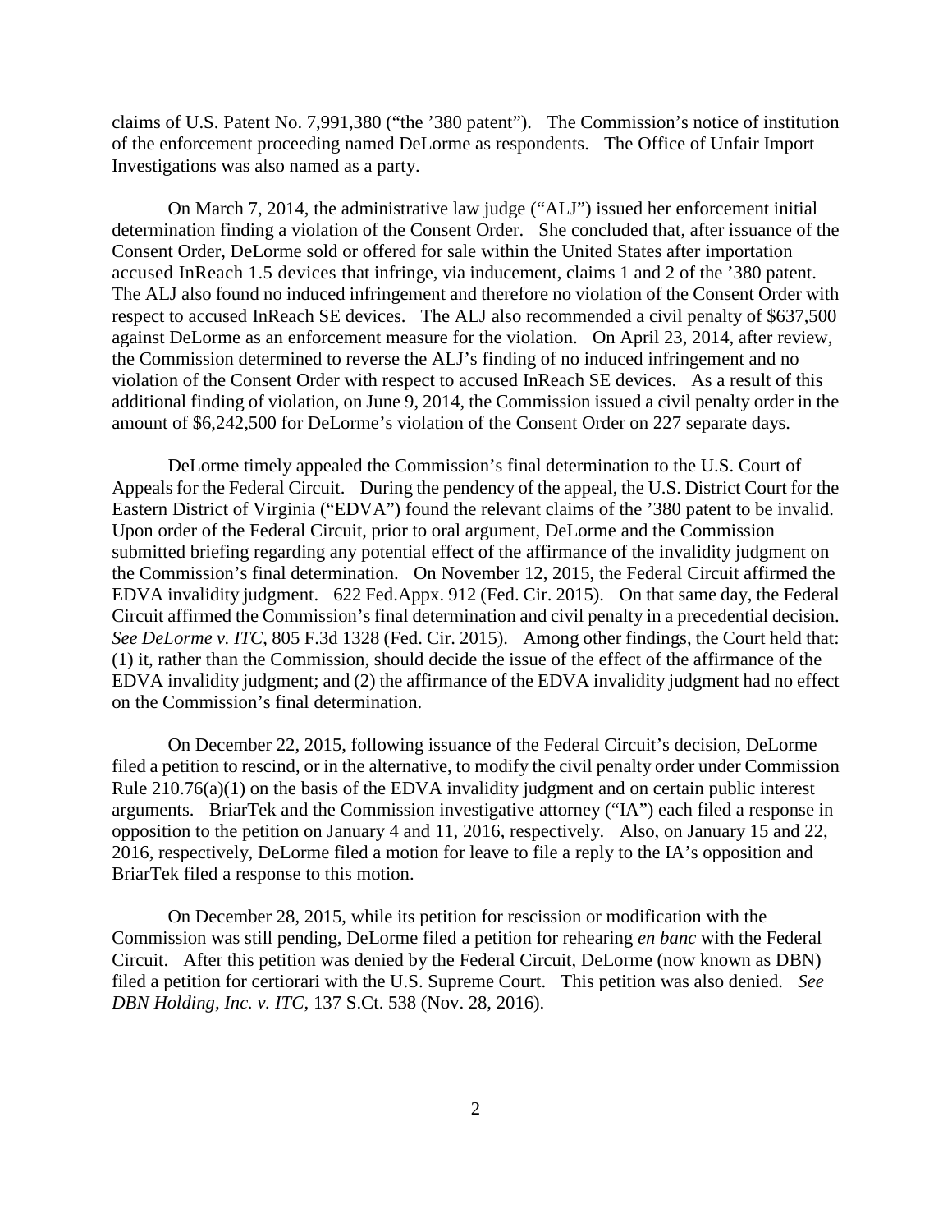claims of U.S. Patent No. 7,991,380 ("the '380 patent"). The Commission's notice of institution of the enforcement proceeding named DeLorme as respondents. The Office of Unfair Import Investigations was also named as a party.

On March 7, 2014, the administrative law judge ("ALJ") issued her enforcement initial determination finding a violation of the Consent Order. She concluded that, after issuance of the Consent Order, DeLorme sold or offered for sale within the United States after importation accused InReach 1.5 devices that infringe, via inducement, claims 1 and 2 of the '380 patent. The ALJ also found no induced infringement and therefore no violation of the Consent Order with respect to accused InReach SE devices. The ALJ also recommended a civil penalty of $637,500 against DeLorme as an enforcement measure for the violation. On April 23, 2014, after review, the Commission determined to reverse the ALJ's finding of no induced infringement and no violation of the Consent Order with respect to accused InReach SE devices. As a result of this additional finding of violation, on June 9, 2014, the Commission issued a civil penalty order in the amount of $6,242,500 for DeLorme's violation of the Consent Order on 227 separate days.

DeLorme timely appealed the Commission's final determination to the U.S. Court of Appeals for the Federal Circuit. During the pendency of the appeal, the U.S. District Court for the Eastern District of Virginia ("EDVA") found the relevant claims of the '380 patent to be invalid. Upon order of the Federal Circuit, prior to oral argument, DeLorme and the Commission submitted briefing regarding any potential effect of the affirmance of the invalidity judgment on the Commission's final determination. On November 12, 2015, the Federal Circuit affirmed the EDVA invalidity judgment. 622 Fed.Appx. 912 (Fed. Cir. 2015). On that same day, the Federal Circuit affirmed the Commission's final determination and civil penalty in a precedential decision. *See DeLorme v. ITC*, 805 F.3d 1328 (Fed. Cir. 2015). Among other findings, the Court held that: (1) it, rather than the Commission, should decide the issue of the effect of the affirmance of the EDVA invalidity judgment; and (2) the affirmance of the EDVA invalidity judgment had no effect on the Commission's final determination.

On December 22, 2015, following issuance of the Federal Circuit's decision, DeLorme filed a petition to rescind, or in the alternative, to modify the civil penalty order under Commission Rule 210.76(a)(1) on the basis of the EDVA invalidity judgment and on certain public interest arguments. BriarTek and the Commission investigative attorney ("IA") each filed a response in opposition to the petition on January 4 and 11, 2016, respectively. Also, on January 15 and 22, 2016, respectively, DeLorme filed a motion for leave to file a reply to the IA's opposition and BriarTek filed a response to this motion.

On December 28, 2015, while its petition for rescission or modification with the Commission was still pending, DeLorme filed a petition for rehearing *en banc* with the Federal Circuit. After this petition was denied by the Federal Circuit, DeLorme (now known as DBN) filed a petition for certiorari with the U.S. Supreme Court. This petition was also denied. *See DBN Holding, Inc. v. ITC*, 137 S.Ct. 538 (Nov. 28, 2016).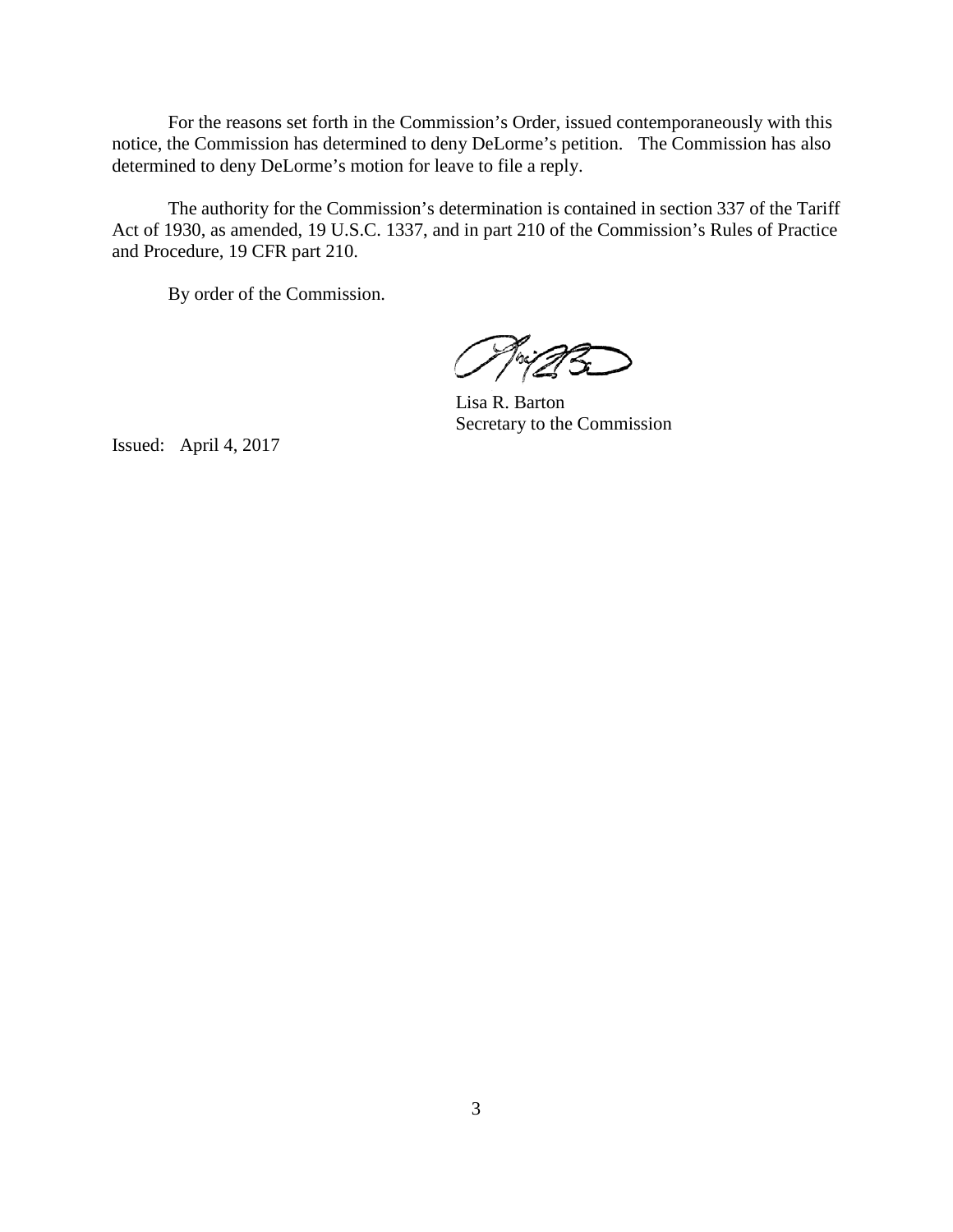For the reasons set forth in the Commission's Order, issued contemporaneously with this notice, the Commission has determined to deny DeLorme's petition. The Commission has also determined to deny DeLorme's motion for leave to file a reply.

The authority for the Commission's determination is contained in section 337 of the Tariff Act of 1930, as amended, 19 U.S.C. 1337, and in part 210 of the Commission's Rules of Practice and Procedure, 19 CFR part 210.

By order of the Commission.

Lisa R. Barton
Secretary to the Commission

Issued: April 4, 2017